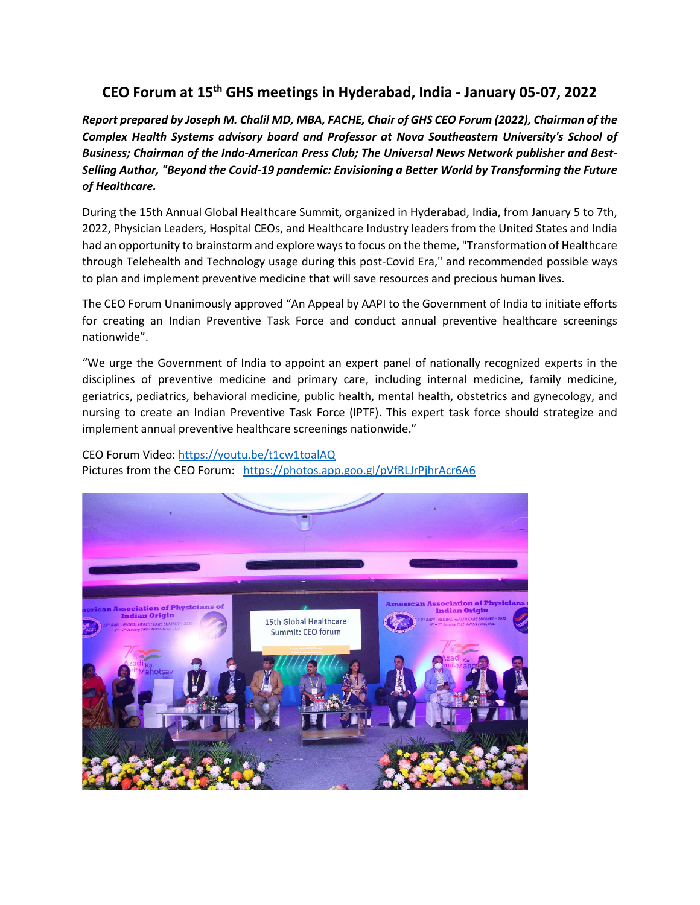# CEO Forum at 15th GHS meetings in Hyderabad, India - January 05-07, 2022

***Report prepared by Joseph M. Chalil MD, MBA, FACHE, Chair of GHS CEO Forum (2022), Chairman of the Complex Health Systems advisory board and Professor at Nova Southeastern University's School of Business; Chairman of the Indo-American Press Club; The Universal News Network publisher and Best-Selling Author, "Beyond the Covid-19 pandemic: Envisioning a Better World by Transforming the Future of Healthcare.***

During the 15th Annual Global Healthcare Summit, organized in Hyderabad, India, from January 5 to 7th, 2022, Physician Leaders, Hospital CEOs, and Healthcare Industry leaders from the United States and India had an opportunity to brainstorm and explore ways to focus on the theme, "Transformation of Healthcare through Telehealth and Technology usage during this post-Covid Era," and recommended possible ways to plan and implement preventive medicine that will save resources and precious human lives.

The CEO Forum Unanimously approved "An Appeal by AAPI to the Government of India to initiate efforts for creating an Indian Preventive Task Force and conduct annual preventive healthcare screenings nationwide".

"We urge the Government of India to appoint an expert panel of nationally recognized experts in the disciplines of preventive medicine and primary care, including internal medicine, family medicine, geriatrics, pediatrics, behavioral medicine, public health, mental health, obstetrics and gynecology, and nursing to create an Indian Preventive Task Force (IPTF). This expert task force should strategize and implement annual preventive healthcare screenings nationwide."

CEO Forum Video: https://youtu.be/t1cw1toalAQ
Pictures from the CEO Forum: https://photos.app.goo.gl/pVfRLJrPjhrAcr6A6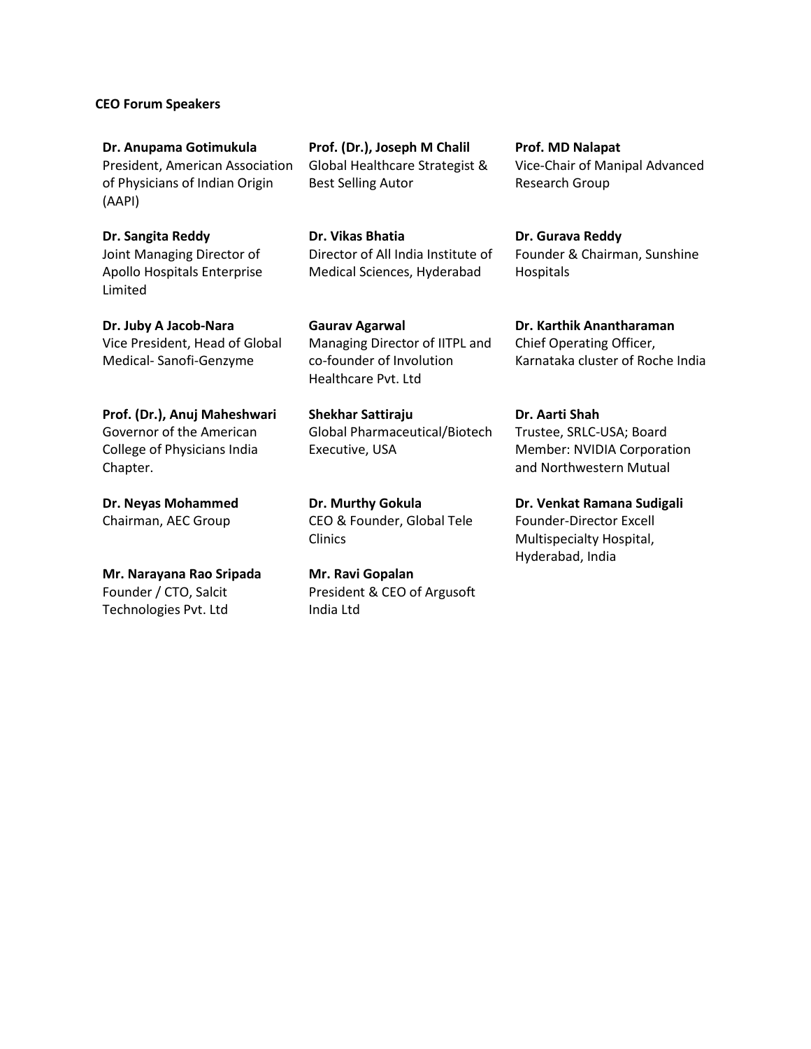**CEO Forum Speakers**

**Dr. Anupama Gotimukula**
President, American Association of Physicians of Indian Origin (AAPI)

**Prof. (Dr.), Joseph M Chalil**
Global Healthcare Strategist & Best Selling Autor

**Prof. MD Nalapat**
Vice-Chair of Manipal Advanced Research Group

**Dr. Sangita Reddy**
Joint Managing Director of Apollo Hospitals Enterprise Limited

**Dr. Vikas Bhatia**
Director of All India Institute of Medical Sciences, Hyderabad

**Dr. Gurava Reddy**
Founder & Chairman, Sunshine Hospitals

**Dr. Juby A Jacob-Nara**
Vice President, Head of Global Medical- Sanofi-Genzyme

**Gaurav Agarwal**
Managing Director of IITPL and co-founder of Involution Healthcare Pvt. Ltd

**Dr. Karthik Anantharaman**
Chief Operating Officer, Karnataka cluster of Roche India

**Prof. (Dr.), Anuj Maheshwari**
Governor of the American College of Physicians India Chapter.

**Shekhar Sattiraju**
Global Pharmaceutical/Biotech Executive, USA

**Dr. Aarti Shah**
Trustee, SRLC-USA; Board Member: NVIDIA Corporation and Northwestern Mutual

**Dr. Neyas Mohammed**
Chairman, AEC Group

**Dr. Murthy Gokula**
CEO & Founder, Global Tele Clinics

**Dr. Venkat Ramana Sudigali**
Founder-Director Excell Multispecialty Hospital, Hyderabad, India

**Mr. Narayana Rao Sripada**
Founder / CTO, Salcit Technologies Pvt. Ltd

**Mr. Ravi Gopalan**
President & CEO of Argusoft India Ltd